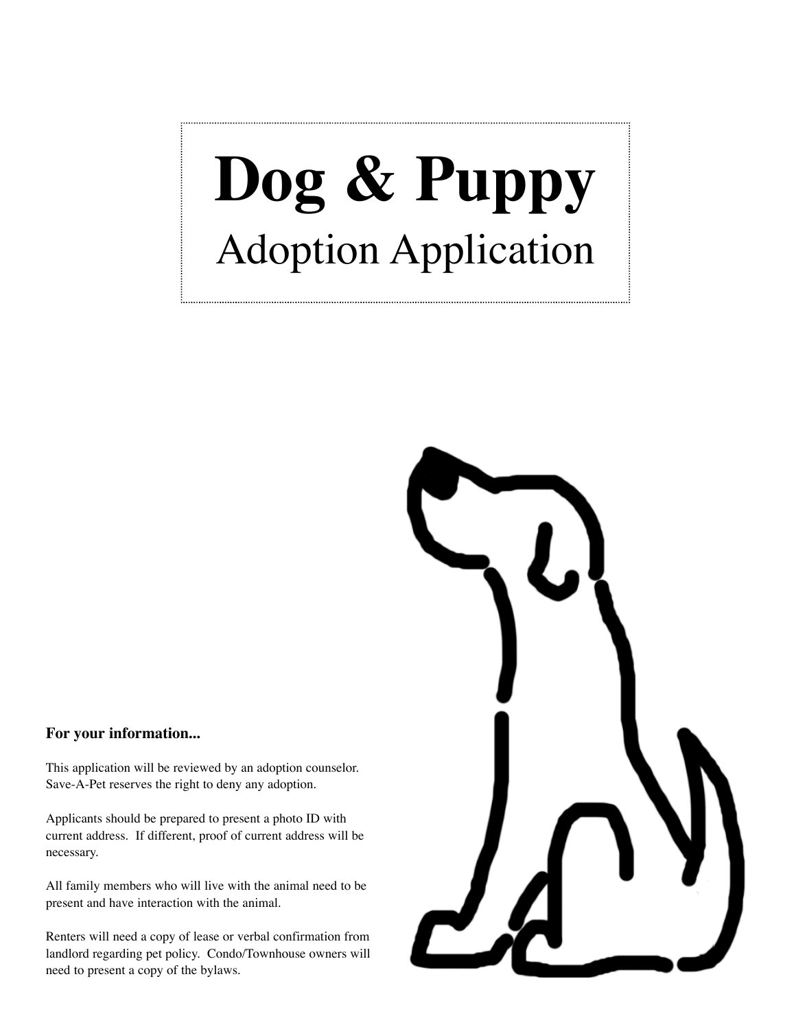# Dog & Puppy

## Adoption Application

**For your information...**

This application will be reviewed by an adoption counselor. Save-A-Pet reserves the right to deny any adoption.

Applicants should be prepared to present a photo ID with current address. If different, proof of current address will be necessary.

All family members who will live with the animal need to be present and have interaction with the animal.

Renters will need a copy of lease or verbal confirmation from landlord regarding pet policy. Condo/Townhouse owners will need to present a copy of the bylaws.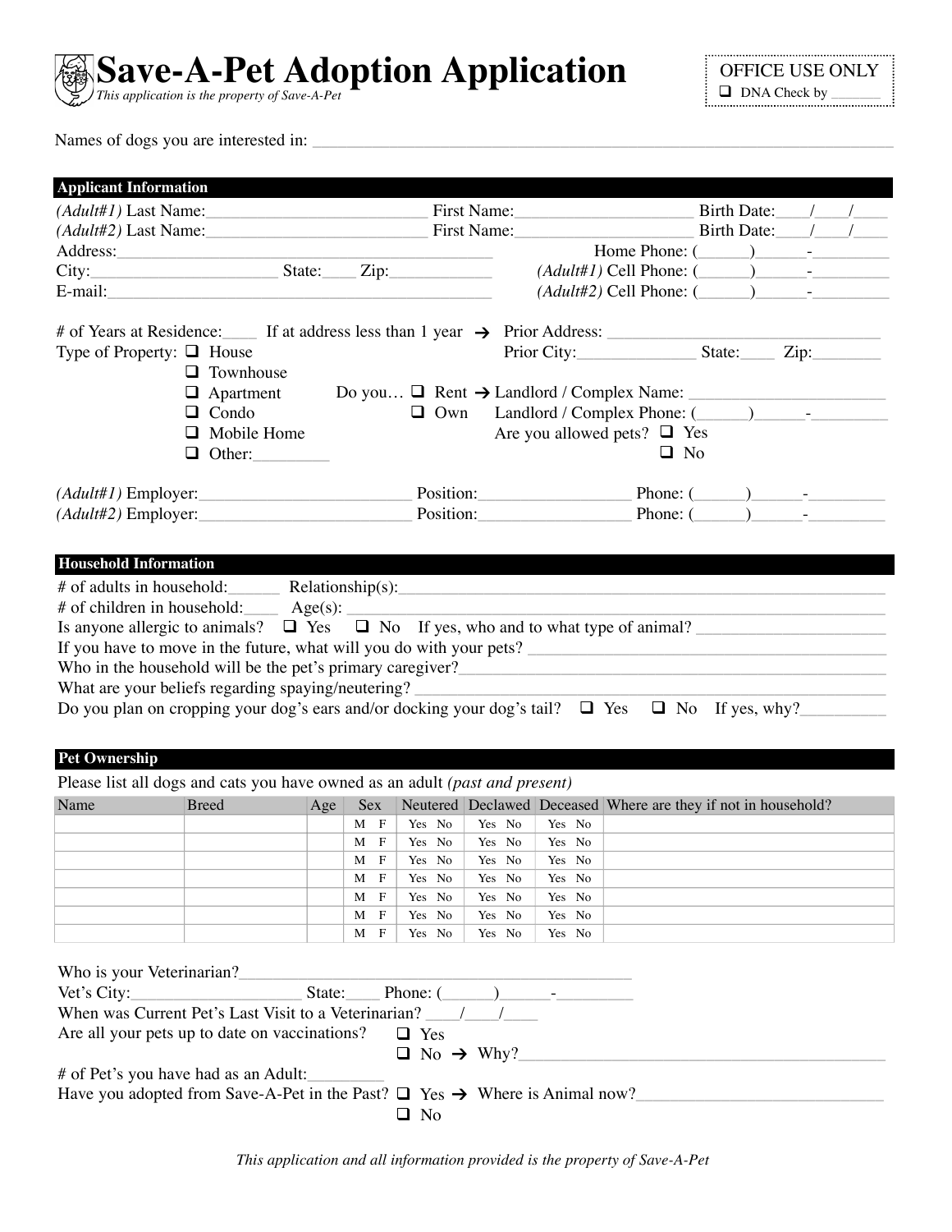# Save-A-Pet Adoption Application

*This application is the property of Save-A-Pet*

OFFICE USE ONLY
- ☐ DNA Check by _______

Names of dogs you are interested in: ___________________________________________

## Applicant Information

*(Adult#1)* Last Name:_________________________ First Name:_____________________ Birth Date:____/____/____

*(Adult#2)* Last Name:_________________________ First Name:_____________________ Birth Date:____/____/____

Address:_______________________________________________ Home Phone: (______)______-_________

City:_____________________ State:____ Zip:____________ *(Adult#1)* Cell Phone: (______)______-_________

E-mail:_______________________________________________ *(Adult#2)* Cell Phone: (______)______-_________

# of Years at Residence:____ If at address less than 1 year → Prior Address: ______________________________

Prior City:______________ State:____ Zip:________

Type of Property:
- ☐ House
- ☐ Townhouse
- ☐ Apartment
- ☐ Condo
- ☐ Mobile Home
- ☐ Other:_________

Do you… ☐ Rent → Landlord / Complex Name: _______________________
☐ Own Landlord / Complex Phone: (______)______-_________

Are you allowed pets? ☐ Yes ☐ No

*(Adult#1)* Employer:_________________________ Position:_________________ Phone: (______)______-_________

*(Adult#2)* Employer:_________________________ Position:_________________ Phone: (______)______-_________

## Household Information

# of adults in household:______ Relationship(s):_______________________________________________

# of children in household:_____ Age(s): ___________________________________________________

Is anyone allergic to animals? ☐ Yes ☐ No If yes, who and to what type of animal? ______________________

If you have to move in the future, what will you do with your pets? ___________________________________

Who in the household will be the pet's primary caregiver?___________________________________________

What are your beliefs regarding spaying/neutering? ________________________________________________

Do you plan on cropping your dog's ears and/or docking your dog's tail? ☐ Yes ☐ No If yes, why?__________

## Pet Ownership

Please list all dogs and cats you have owned as an adult *(past and present)*

| Name | Breed | Age | Sex | Neutered | Declawed | Deceased | Where are they if not in household? |
|---|---|---|---|---|---|---|---|
| | | | M F | Yes No | Yes No | Yes No | |
| | | | M F | Yes No | Yes No | Yes No | |
| | | | M F | Yes No | Yes No | Yes No | |
| | | | M F | Yes No | Yes No | Yes No | |
| | | | M F | Yes No | Yes No | Yes No | |
| | | | M F | Yes No | Yes No | Yes No | |
| | | | M F | Yes No | Yes No | Yes No | |

Who is your Veterinarian?_______________________________________________

Vet's City:____________________ State:____ Phone: (______)______-_________

When was Current Pet's Last Visit to a Veterinarian? ____/____/____

Are all your pets up to date on vaccinations? ☐ Yes
☐ No → Why?_____________________________________________

# of Pet's you have had as an Adult:_________

Have you adopted from Save-A-Pet in the Past? ☐ Yes → Where is Animal now?_____________________________
☐ No

*This application and all information provided is the property of Save-A-Pet*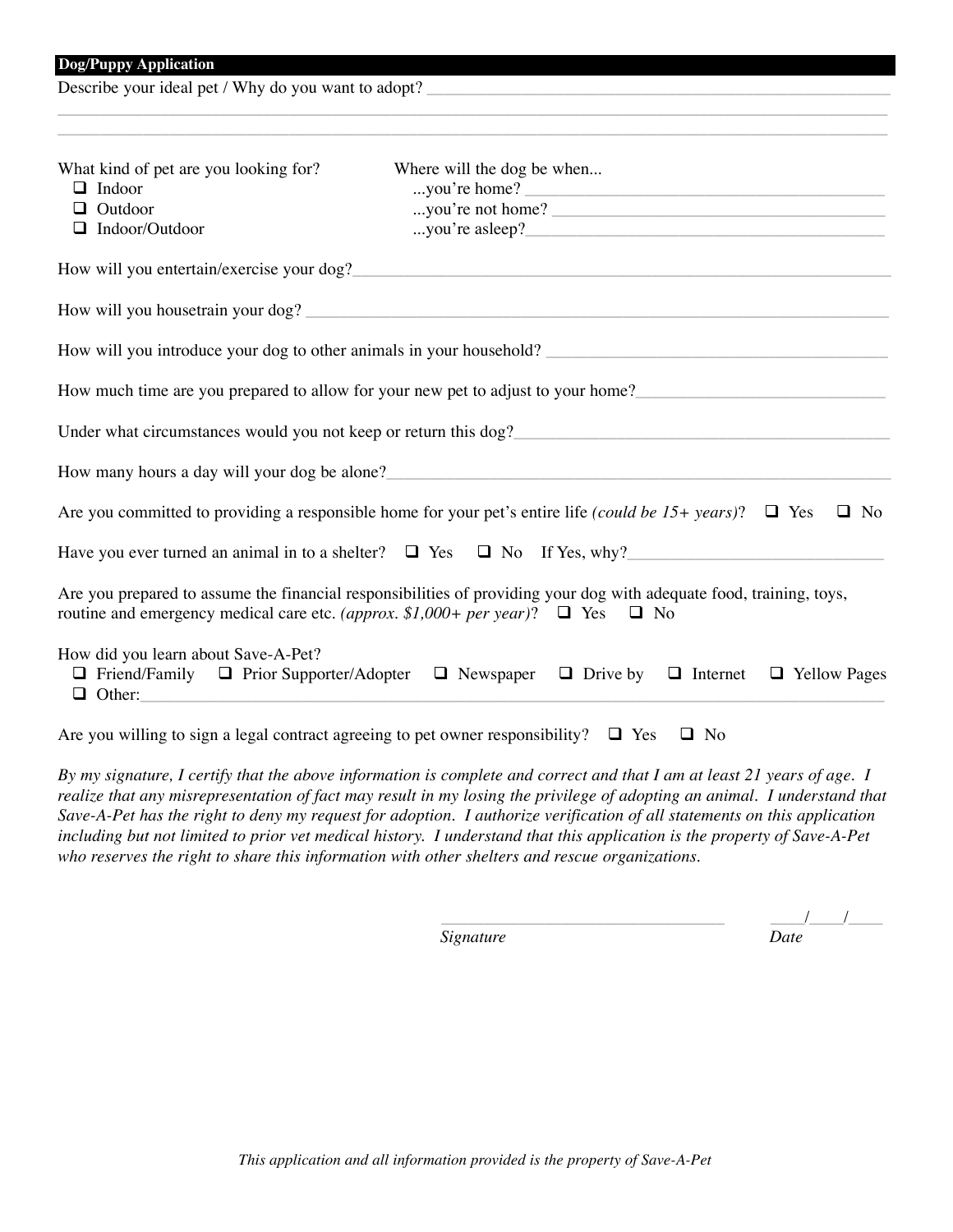## Dog/Puppy Application

Describe your ideal pet / Why do you want to adopt? ______________________________________________

______________________________________________

______________________________________________

What kind of pet are you looking for?

- ☐ Indoor
- ☐ Outdoor
- ☐ Indoor/Outdoor

Where will the dog be when...

...you're home? ______________________

...you're not home? ______________________

...you're asleep? ______________________

How will you entertain/exercise your dog? ______________________________________________

How will you housetrain your dog? ______________________________________________

How will you introduce your dog to other animals in your household? ______________________

How much time are you prepared to allow for your new pet to adjust to your home? ______________________

Under what circumstances would you not keep or return this dog? ______________________

How many hours a day will your dog be alone? ______________________

Are you committed to providing a responsible home for your pet's entire life *(could be 15+ years)*? ☐ Yes ☐ No

Have you ever turned an animal in to a shelter? ☐ Yes ☐ No If Yes, why? ______________________

Are you prepared to assume the financial responsibilities of providing your dog with adequate food, training, toys, routine and emergency medical care etc. *(approx. $1,000+ per year)*? ☐ Yes ☐ No

How did you learn about Save-A-Pet?

☐ Friend/Family ☐ Prior Supporter/Adopter ☐ Newspaper ☐ Drive by ☐ Internet ☐ Yellow Pages

☐ Other: ______________________________________________

Are you willing to sign a legal contract agreeing to pet owner responsibility? ☐ Yes ☐ No

*By my signature, I certify that the above information is complete and correct and that I am at least 21 years of age. I realize that any misrepresentation of fact may result in my losing the privilege of adopting an animal. I understand that Save-A-Pet has the right to deny my request for adoption. I authorize verification of all statements on this application including but not limited to prior vet medical history. I understand that this application is the property of Save-A-Pet who reserves the right to share this information with other shelters and rescue organizations.*

______________________________ ____/____/____

*Signature* *Date*

*This application and all information provided is the property of Save-A-Pet*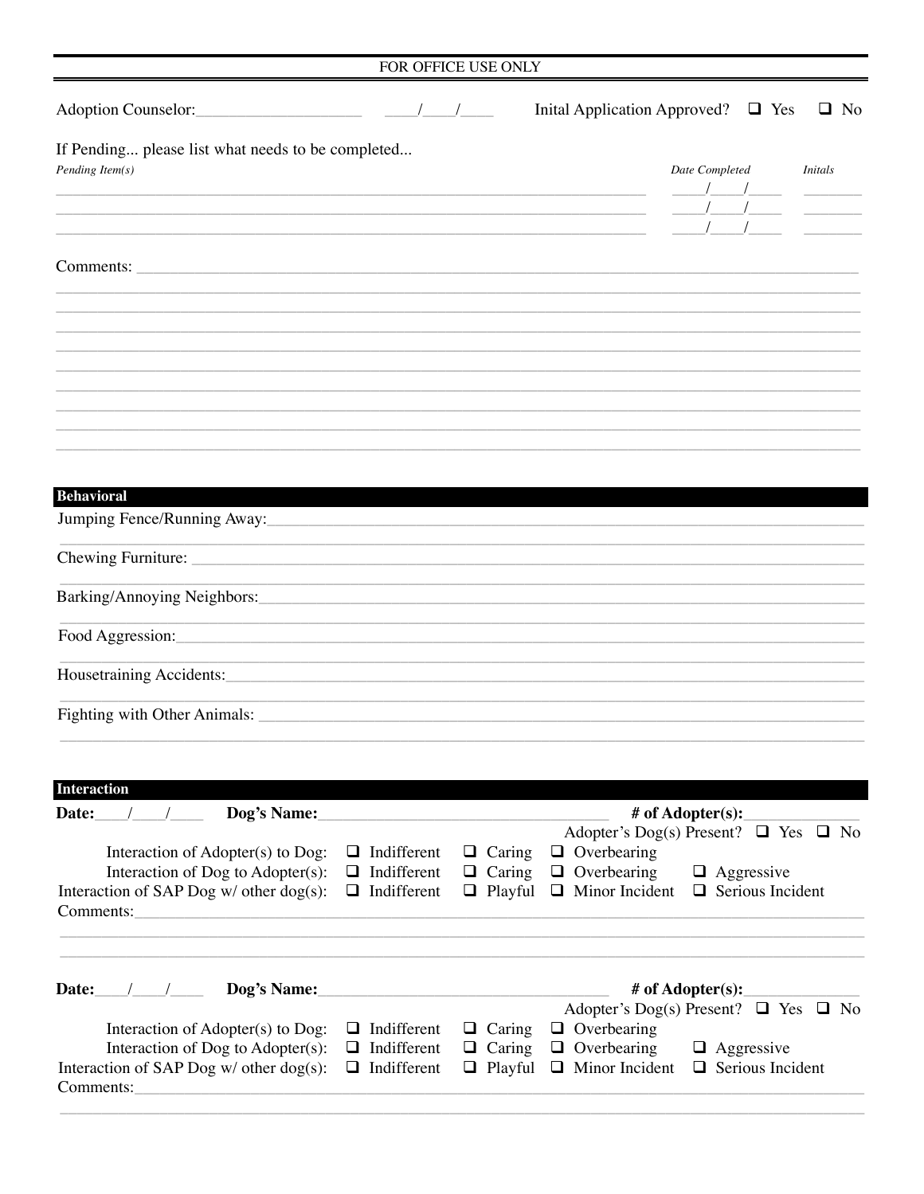FOR OFFICE USE ONLY

Adoption Counselor:____________________ ____/____/____ Inital Application Approved? ❑ Yes ❑ No

If Pending... please list what needs to be completed...

| *Pending Item(s)* | *Date Completed* | *Initals* |
|---|---|---|
| | ____/____/____ | |
| | ____/____/____ | |
| | ____/____/____ | |

Comments: ____________________________________________________________

## Behavioral

Jumping Fence/Running Away:____________________________________________

Chewing Furniture: ____________________________________________

Barking/Annoying Neighbors:____________________________________________

Food Aggression:____________________________________________

Housetraining Accidents:____________________________________________

Fighting with Other Animals: ____________________________________________

## Interaction

**Date:** ____/____/____ **Dog's Name:**____________________ **# of Adopter(s):**__________

Adopter's Dog(s) Present? ❑ Yes ❑ No

Interaction of Adopter(s) to Dog: ❑ Indifferent ❑ Caring ❑ Overbearing

Interaction of Dog to Adopter(s): ❑ Indifferent ❑ Caring ❑ Overbearing ❑ Aggressive

Interaction of SAP Dog w/ other dog(s): ❑ Indifferent ❑ Playful ❑ Minor Incident ❑ Serious Incident

Comments:____________________________________________

**Date:** ____/____/____ **Dog's Name:**____________________ **# of Adopter(s):**__________

Adopter's Dog(s) Present? ❑ Yes ❑ No

Interaction of Adopter(s) to Dog: ❑ Indifferent ❑ Caring ❑ Overbearing

Interaction of Dog to Adopter(s): ❑ Indifferent ❑ Caring ❑ Overbearing ❑ Aggressive

Interaction of SAP Dog w/ other dog(s): ❑ Indifferent ❑ Playful ❑ Minor Incident ❑ Serious Incident

Comments:____________________________________________